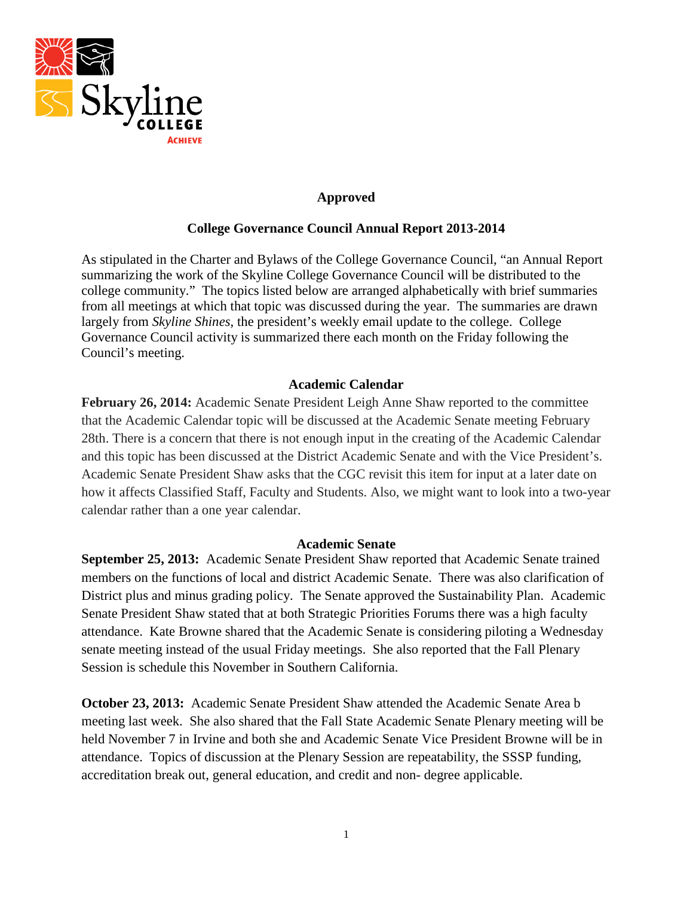**Approved**

# College Governance Council Annual Report 2013-2014

As stipulated in the Charter and Bylaws of the College Governance Council, "an Annual Report summarizing the work of the Skyline College Governance Council will be distributed to the college community." The topics listed below are arranged alphabetically with brief summaries from all meetings at which that topic was discussed during the year. The summaries are drawn largely from *Skyline Shines*, the president's weekly email update to the college. College Governance Council activity is summarized there each month on the Friday following the Council's meeting.

## Academic Calendar

**February 26, 2014:** Academic Senate President Leigh Anne Shaw reported to the committee that the Academic Calendar topic will be discussed at the Academic Senate meeting February 28th. There is a concern that there is not enough input in the creating of the Academic Calendar and this topic has been discussed at the District Academic Senate and with the Vice President's. Academic Senate President Shaw asks that the CGC revisit this item for input at a later date on how it affects Classified Staff, Faculty and Students. Also, we might want to look into a two-year calendar rather than a one year calendar.

## Academic Senate

**September 25, 2013:** Academic Senate President Shaw reported that Academic Senate trained members on the functions of local and district Academic Senate. There was also clarification of District plus and minus grading policy. The Senate approved the Sustainability Plan. Academic Senate President Shaw stated that at both Strategic Priorities Forums there was a high faculty attendance. Kate Browne shared that the Academic Senate is considering piloting a Wednesday senate meeting instead of the usual Friday meetings. She also reported that the Fall Plenary Session is schedule this November in Southern California.

**October 23, 2013:** Academic Senate President Shaw attended the Academic Senate Area b meeting last week. She also shared that the Fall State Academic Senate Plenary meeting will be held November 7 in Irvine and both she and Academic Senate Vice President Browne will be in attendance. Topics of discussion at the Plenary Session are repeatability, the SSSP funding, accreditation break out, general education, and credit and non- degree applicable.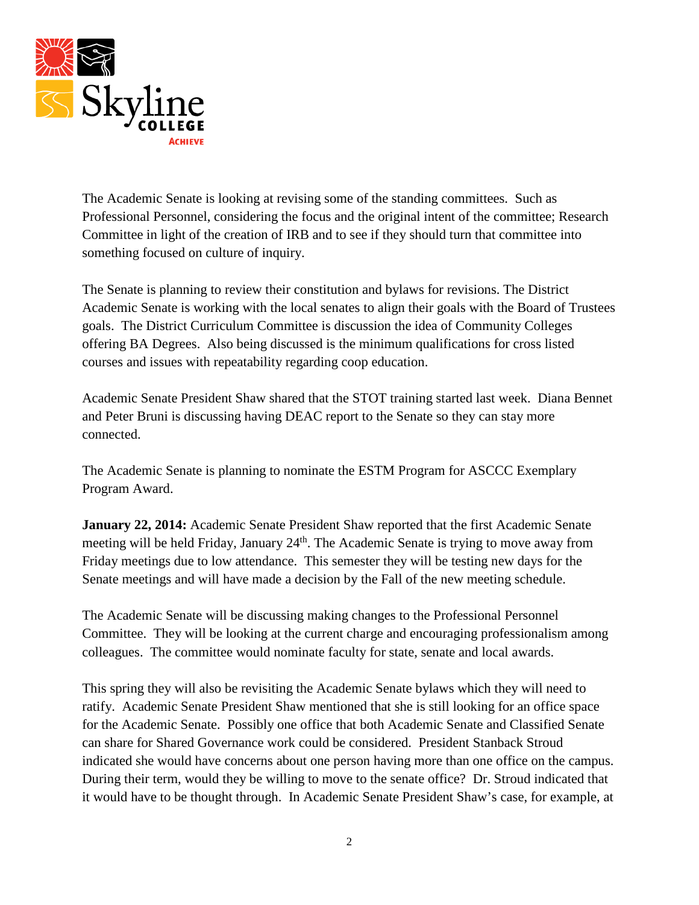The Academic Senate is looking at revising some of the standing committees. Such as Professional Personnel, considering the focus and the original intent of the committee; Research Committee in light of the creation of IRB and to see if they should turn that committee into something focused on culture of inquiry.

The Senate is planning to review their constitution and bylaws for revisions. The District Academic Senate is working with the local senates to align their goals with the Board of Trustees goals. The District Curriculum Committee is discussion the idea of Community Colleges offering BA Degrees. Also being discussed is the minimum qualifications for cross listed courses and issues with repeatability regarding coop education.

Academic Senate President Shaw shared that the STOT training started last week. Diana Bennet and Peter Bruni is discussing having DEAC report to the Senate so they can stay more connected.

The Academic Senate is planning to nominate the ESTM Program for ASCCC Exemplary Program Award.

**January 22, 2014:** Academic Senate President Shaw reported that the first Academic Senate meeting will be held Friday, January 24th. The Academic Senate is trying to move away from Friday meetings due to low attendance. This semester they will be testing new days for the Senate meetings and will have made a decision by the Fall of the new meeting schedule.

The Academic Senate will be discussing making changes to the Professional Personnel Committee. They will be looking at the current charge and encouraging professionalism among colleagues. The committee would nominate faculty for state, senate and local awards.

This spring they will also be revisiting the Academic Senate bylaws which they will need to ratify. Academic Senate President Shaw mentioned that she is still looking for an office space for the Academic Senate. Possibly one office that both Academic Senate and Classified Senate can share for Shared Governance work could be considered. President Stanback Stroud indicated she would have concerns about one person having more than one office on the campus. During their term, would they be willing to move to the senate office? Dr. Stroud indicated that it would have to be thought through. In Academic Senate President Shaw's case, for example, at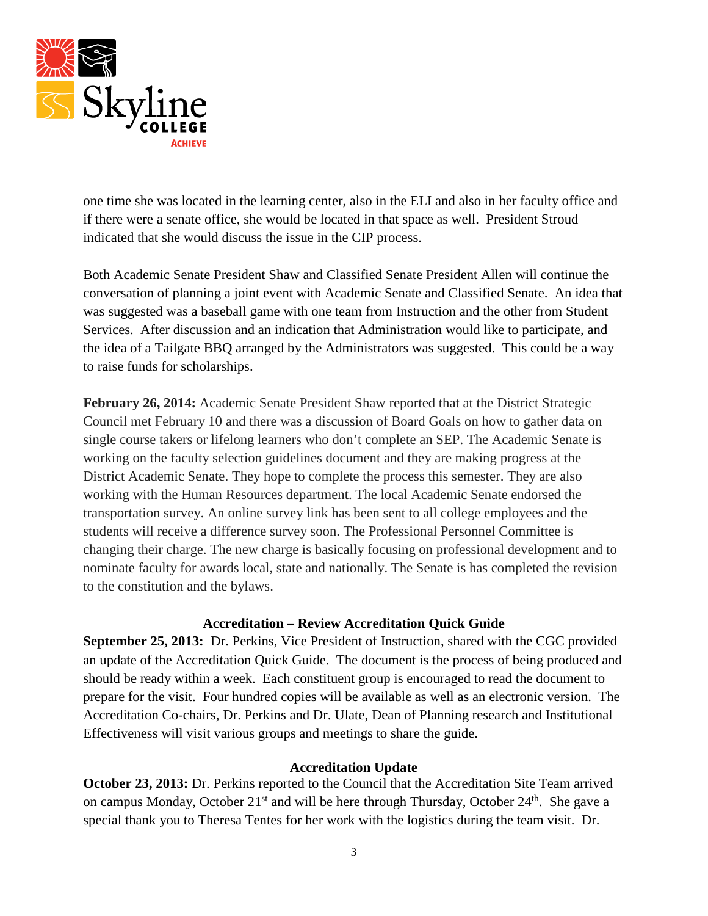one time she was located in the learning center, also in the ELI and also in her faculty office and if there were a senate office, she would be located in that space as well. President Stroud indicated that she would discuss the issue in the CIP process.

Both Academic Senate President Shaw and Classified Senate President Allen will continue the conversation of planning a joint event with Academic Senate and Classified Senate. An idea that was suggested was a baseball game with one team from Instruction and the other from Student Services. After discussion and an indication that Administration would like to participate, and the idea of a Tailgate BBQ arranged by the Administrators was suggested. This could be a way to raise funds for scholarships.

**February 26, 2014:** Academic Senate President Shaw reported that at the District Strategic Council met February 10 and there was a discussion of Board Goals on how to gather data on single course takers or lifelong learners who don't complete an SEP. The Academic Senate is working on the faculty selection guidelines document and they are making progress at the District Academic Senate. They hope to complete the process this semester. They are also working with the Human Resources department. The local Academic Senate endorsed the transportation survey. An online survey link has been sent to all college employees and the students will receive a difference survey soon. The Professional Personnel Committee is changing their charge. The new charge is basically focusing on professional development and to nominate faculty for awards local, state and nationally. The Senate is has completed the revision to the constitution and the bylaws.

**Accreditation – Review Accreditation Quick Guide**

**September 25, 2013:** Dr. Perkins, Vice President of Instruction, shared with the CGC provided an update of the Accreditation Quick Guide. The document is the process of being produced and should be ready within a week. Each constituent group is encouraged to read the document to prepare for the visit. Four hundred copies will be available as well as an electronic version. The Accreditation Co-chairs, Dr. Perkins and Dr. Ulate, Dean of Planning research and Institutional Effectiveness will visit various groups and meetings to share the guide.

**Accreditation Update**

**October 23, 2013:** Dr. Perkins reported to the Council that the Accreditation Site Team arrived on campus Monday, October 21st and will be here through Thursday, October 24th. She gave a special thank you to Theresa Tentes for her work with the logistics during the team visit. Dr.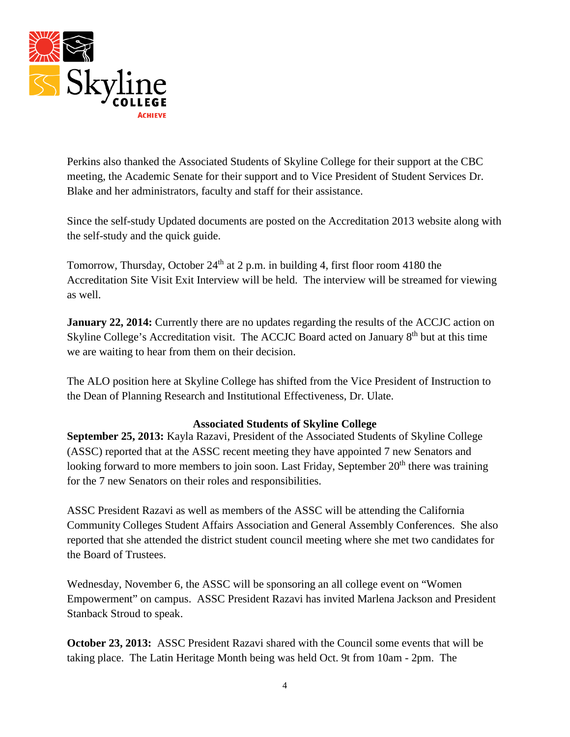Perkins also thanked the Associated Students of Skyline College for their support at the CBC meeting, the Academic Senate for their support and to Vice President of Student Services Dr. Blake and her administrators, faculty and staff for their assistance.

Since the self-study Updated documents are posted on the Accreditation 2013 website along with the self-study and the quick guide.

Tomorrow, Thursday, October 24th at 2 p.m. in building 4, first floor room 4180 the Accreditation Site Visit Exit Interview will be held. The interview will be streamed for viewing as well.

**January 22, 2014:** Currently there are no updates regarding the results of the ACCJC action on Skyline College's Accreditation visit. The ACCJC Board acted on January 8th but at this time we are waiting to hear from them on their decision.

The ALO position here at Skyline College has shifted from the Vice President of Instruction to the Dean of Planning Research and Institutional Effectiveness, Dr. Ulate.

**Associated Students of Skyline College**

**September 25, 2013:** Kayla Razavi, President of the Associated Students of Skyline College (ASSC) reported that at the ASSC recent meeting they have appointed 7 new Senators and looking forward to more members to join soon. Last Friday, September 20th there was training for the 7 new Senators on their roles and responsibilities.

ASSC President Razavi as well as members of the ASSC will be attending the California Community Colleges Student Affairs Association and General Assembly Conferences. She also reported that she attended the district student council meeting where she met two candidates for the Board of Trustees.

Wednesday, November 6, the ASSC will be sponsoring an all college event on "Women Empowerment" on campus. ASSC President Razavi has invited Marlena Jackson and President Stanback Stroud to speak.

**October 23, 2013:** ASSC President Razavi shared with the Council some events that will be taking place. The Latin Heritage Month being was held Oct. 9t from 10am - 2pm. The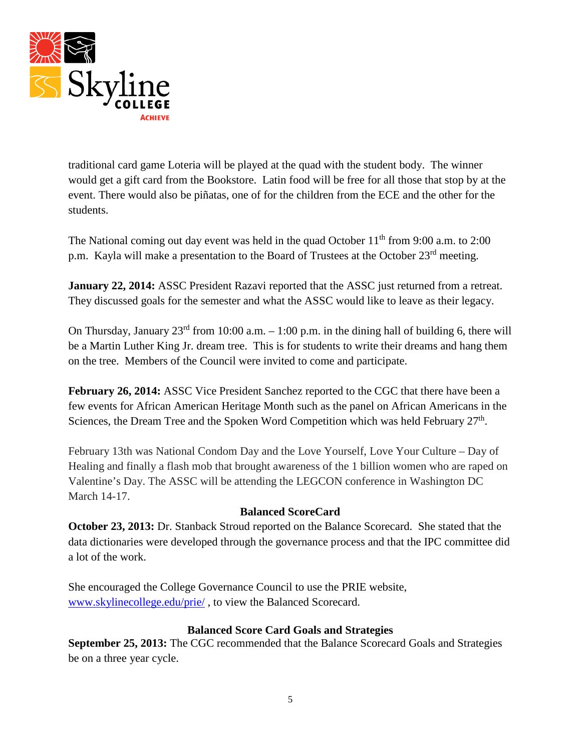traditional card game Loteria will be played at the quad with the student body. The winner would get a gift card from the Bookstore. Latin food will be free for all those that stop by at the event. There would also be piñatas, one of for the children from the ECE and the other for the students.

The National coming out day event was held in the quad October 11th from 9:00 a.m. to 2:00 p.m. Kayla will make a presentation to the Board of Trustees at the October 23rd meeting.

**January 22, 2014:** ASSC President Razavi reported that the ASSC just returned from a retreat. They discussed goals for the semester and what the ASSC would like to leave as their legacy.

On Thursday, January 23rd from 10:00 a.m. – 1:00 p.m. in the dining hall of building 6, there will be a Martin Luther King Jr. dream tree. This is for students to write their dreams and hang them on the tree. Members of the Council were invited to come and participate.

**February 26, 2014:** ASSC Vice President Sanchez reported to the CGC that there have been a few events for African American Heritage Month such as the panel on African Americans in the Sciences, the Dream Tree and the Spoken Word Competition which was held February 27th.

February 13th was National Condom Day and the Love Yourself, Love Your Culture – Day of Healing and finally a flash mob that brought awareness of the 1 billion women who are raped on Valentine's Day. The ASSC will be attending the LEGCON conference in Washington DC March 14-17.

**Balanced ScoreCard**

**October 23, 2013:** Dr. Stanback Stroud reported on the Balance Scorecard. She stated that the data dictionaries were developed through the governance process and that the IPC committee did a lot of the work.

She encouraged the College Governance Council to use the PRIE website, [www.skylinecollege.edu/prie/](www.skylinecollege.edu/prie/) , to view the Balanced Scorecard.

**Balanced Score Card Goals and Strategies**

**September 25, 2013:** The CGC recommended that the Balance Scorecard Goals and Strategies be on a three year cycle.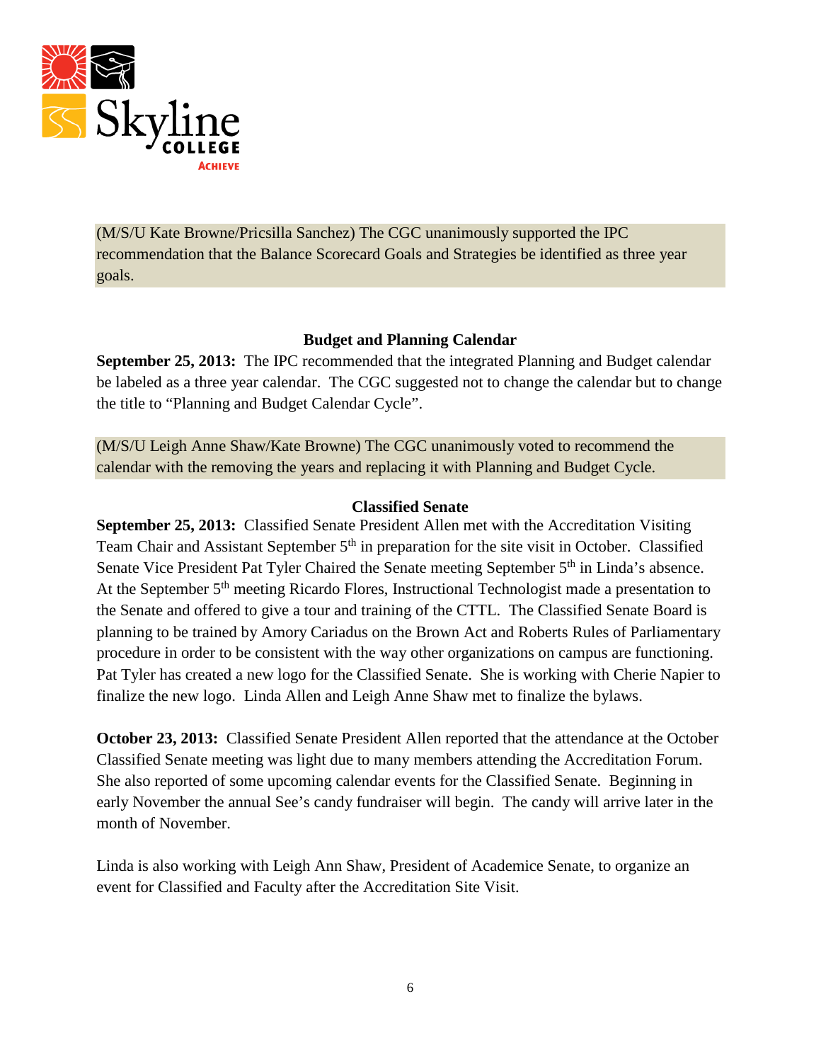(M/S/U Kate Browne/Pricsilla Sanchez) The CGC unanimously supported the IPC recommendation that the Balance Scorecard Goals and Strategies be identified as three year goals.

### Budget and Planning Calendar

**September 25, 2013:** The IPC recommended that the integrated Planning and Budget calendar be labeled as a three year calendar. The CGC suggested not to change the calendar but to change the title to "Planning and Budget Calendar Cycle".

(M/S/U Leigh Anne Shaw/Kate Browne) The CGC unanimously voted to recommend the calendar with the removing the years and replacing it with Planning and Budget Cycle.

### Classified Senate

**September 25, 2013:** Classified Senate President Allen met with the Accreditation Visiting Team Chair and Assistant September 5th in preparation for the site visit in October. Classified Senate Vice President Pat Tyler Chaired the Senate meeting September 5th in Linda's absence. At the September 5th meeting Ricardo Flores, Instructional Technologist made a presentation to the Senate and offered to give a tour and training of the CTTL. The Classified Senate Board is planning to be trained by Amory Cariadus on the Brown Act and Roberts Rules of Parliamentary procedure in order to be consistent with the way other organizations on campus are functioning. Pat Tyler has created a new logo for the Classified Senate. She is working with Cherie Napier to finalize the new logo. Linda Allen and Leigh Anne Shaw met to finalize the bylaws.

**October 23, 2013:** Classified Senate President Allen reported that the attendance at the October Classified Senate meeting was light due to many members attending the Accreditation Forum. She also reported of some upcoming calendar events for the Classified Senate. Beginning in early November the annual See's candy fundraiser will begin. The candy will arrive later in the month of November.

Linda is also working with Leigh Ann Shaw, President of Academice Senate, to organize an event for Classified and Faculty after the Accreditation Site Visit.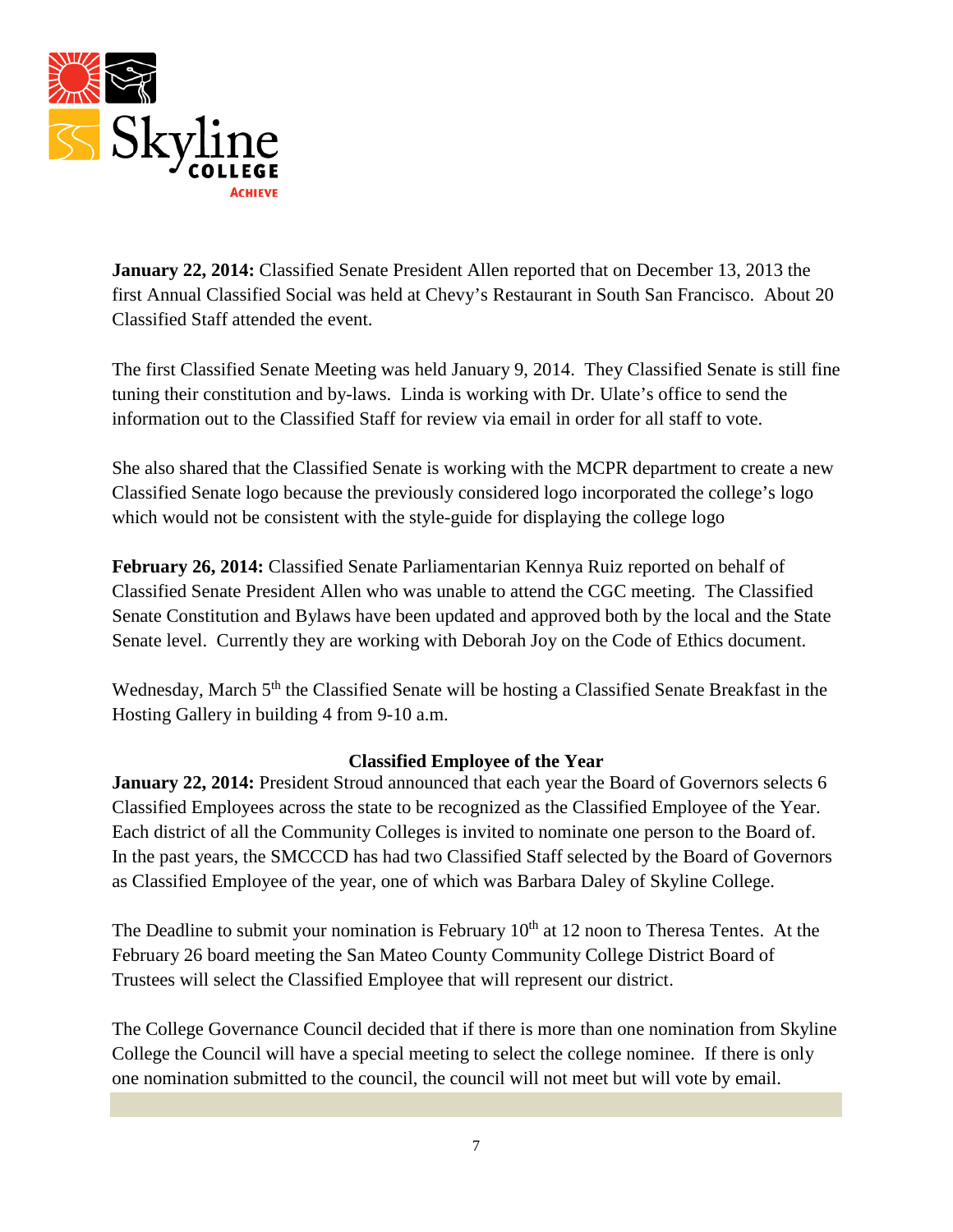**January 22, 2014:** Classified Senate President Allen reported that on December 13, 2013 the first Annual Classified Social was held at Chevy's Restaurant in South San Francisco. About 20 Classified Staff attended the event.

The first Classified Senate Meeting was held January 9, 2014. They Classified Senate is still fine tuning their constitution and by-laws. Linda is working with Dr. Ulate's office to send the information out to the Classified Staff for review via email in order for all staff to vote.

She also shared that the Classified Senate is working with the MCPR department to create a new Classified Senate logo because the previously considered logo incorporated the college's logo which would not be consistent with the style-guide for displaying the college logo

**February 26, 2014:** Classified Senate Parliamentarian Kennya Ruiz reported on behalf of Classified Senate President Allen who was unable to attend the CGC meeting. The Classified Senate Constitution and Bylaws have been updated and approved both by the local and the State Senate level. Currently they are working with Deborah Joy on the Code of Ethics document.

Wednesday, March 5th the Classified Senate will be hosting a Classified Senate Breakfast in the Hosting Gallery in building 4 from 9-10 a.m.

**Classified Employee of the Year**

**January 22, 2014:** President Stroud announced that each year the Board of Governors selects 6 Classified Employees across the state to be recognized as the Classified Employee of the Year. Each district of all the Community Colleges is invited to nominate one person to the Board of. In the past years, the SMCCCD has had two Classified Staff selected by the Board of Governors as Classified Employee of the year, one of which was Barbara Daley of Skyline College.

The Deadline to submit your nomination is February 10th at 12 noon to Theresa Tentes. At the February 26 board meeting the San Mateo County Community College District Board of Trustees will select the Classified Employee that will represent our district.

The College Governance Council decided that if there is more than one nomination from Skyline College the Council will have a special meeting to select the college nominee. If there is only one nomination submitted to the council, the council will not meet but will vote by email.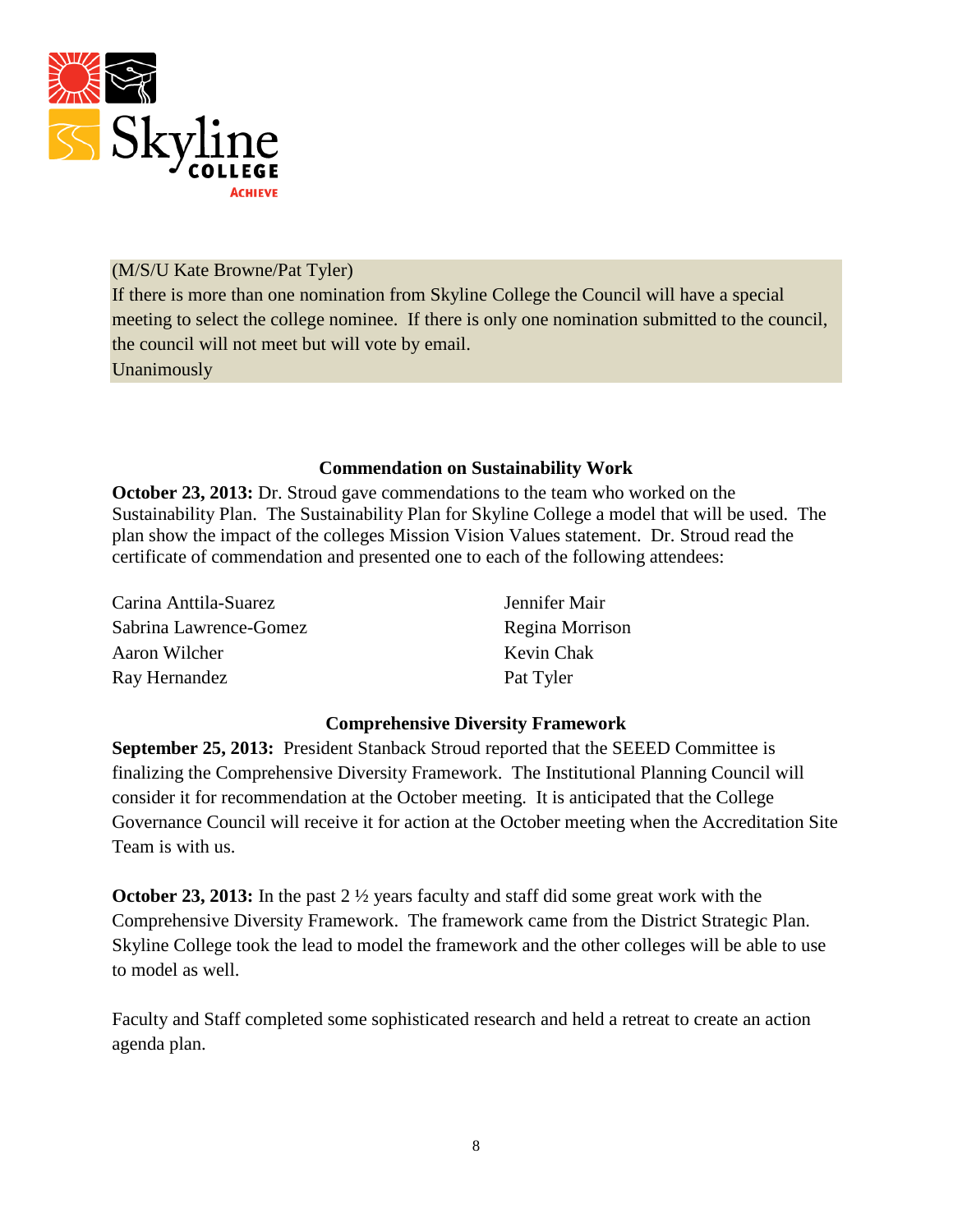(M/S/U Kate Browne/Pat Tyler)
If there is more than one nomination from Skyline College the Council will have a special meeting to select the college nominee. If there is only one nomination submitted to the council, the council will not meet but will vote by email.
Unanimously

### Commendation on Sustainability Work

**October 23, 2013:** Dr. Stroud gave commendations to the team who worked on the Sustainability Plan. The Sustainability Plan for Skyline College a model that will be used. The plan show the impact of the colleges Mission Vision Values statement. Dr. Stroud read the certificate of commendation and presented one to each of the following attendees:

Carina Anttila-Suarez
Sabrina Lawrence-Gomez
Aaron Wilcher
Ray Hernandez
Jennifer Mair
Regina Morrison
Kevin Chak
Pat Tyler

### Comprehensive Diversity Framework

**September 25, 2013:** President Stanback Stroud reported that the SEEED Committee is finalizing the Comprehensive Diversity Framework. The Institutional Planning Council will consider it for recommendation at the October meeting. It is anticipated that the College Governance Council will receive it for action at the October meeting when the Accreditation Site Team is with us.

**October 23, 2013:** In the past 2 ½ years faculty and staff did some great work with the Comprehensive Diversity Framework. The framework came from the District Strategic Plan. Skyline College took the lead to model the framework and the other colleges will be able to use to model as well.

Faculty and Staff completed some sophisticated research and held a retreat to create an action agenda plan.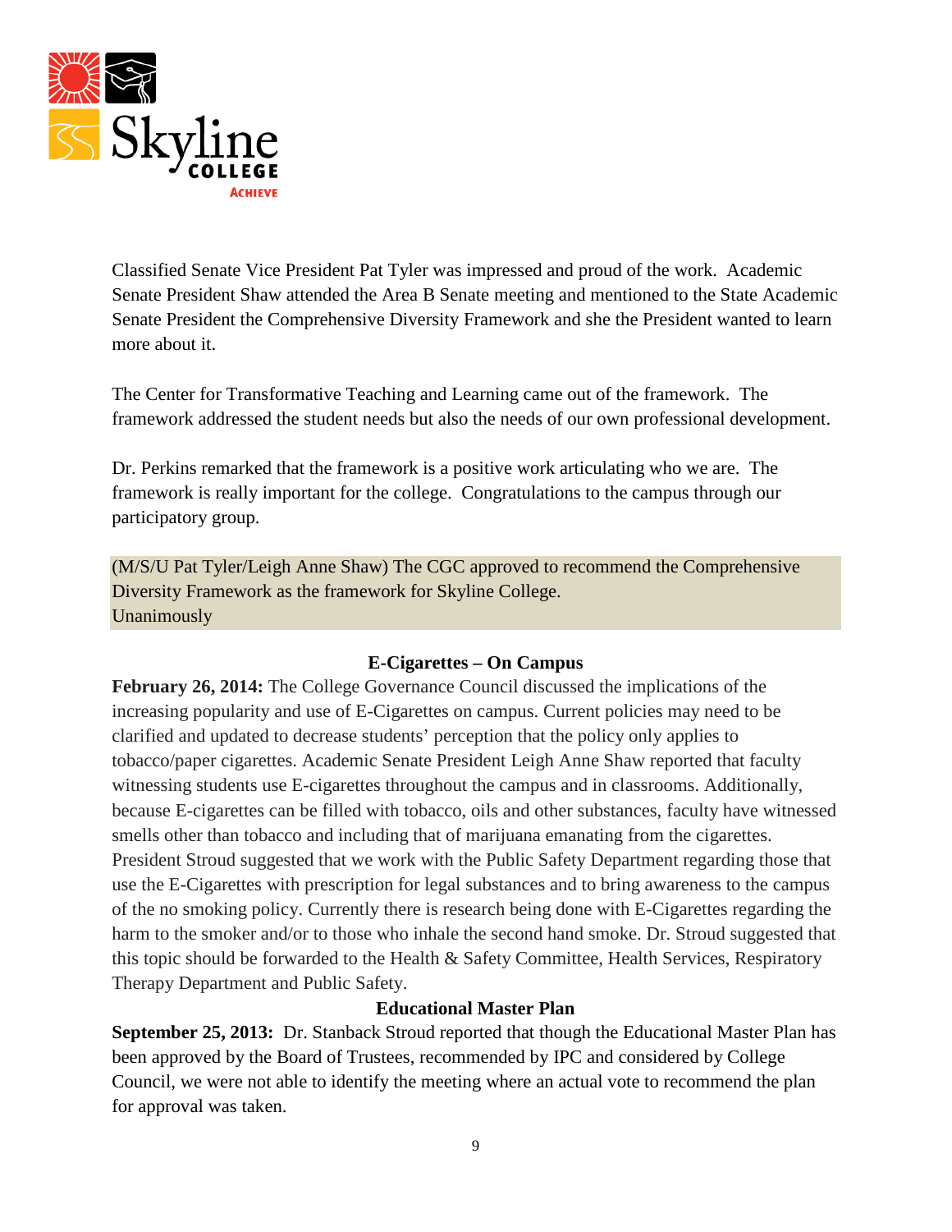Classified Senate Vice President Pat Tyler was impressed and proud of the work. Academic Senate President Shaw attended the Area B Senate meeting and mentioned to the State Academic Senate President the Comprehensive Diversity Framework and she the President wanted to learn more about it.

The Center for Transformative Teaching and Learning came out of the framework. The framework addressed the student needs but also the needs of our own professional development.

Dr. Perkins remarked that the framework is a positive work articulating who we are. The framework is really important for the college. Congratulations to the campus through our participatory group.

(M/S/U Pat Tyler/Leigh Anne Shaw) The CGC approved to recommend the Comprehensive Diversity Framework as the framework for Skyline College.
Unanimously

### E-Cigarettes – On Campus

**February 26, 2014:** The College Governance Council discussed the implications of the increasing popularity and use of E-Cigarettes on campus. Current policies may need to be clarified and updated to decrease students' perception that the policy only applies to tobacco/paper cigarettes. Academic Senate President Leigh Anne Shaw reported that faculty witnessing students use E-cigarettes throughout the campus and in classrooms. Additionally, because E-cigarettes can be filled with tobacco, oils and other substances, faculty have witnessed smells other than tobacco and including that of marijuana emanating from the cigarettes. President Stroud suggested that we work with the Public Safety Department regarding those that use the E-Cigarettes with prescription for legal substances and to bring awareness to the campus of the no smoking policy. Currently there is research being done with E-Cigarettes regarding the harm to the smoker and/or to those who inhale the second hand smoke. Dr. Stroud suggested that this topic should be forwarded to the Health & Safety Committee, Health Services, Respiratory Therapy Department and Public Safety.

### Educational Master Plan

**September 25, 2013:** Dr. Stanback Stroud reported that though the Educational Master Plan has been approved by the Board of Trustees, recommended by IPC and considered by College Council, we were not able to identify the meeting where an actual vote to recommend the plan for approval was taken.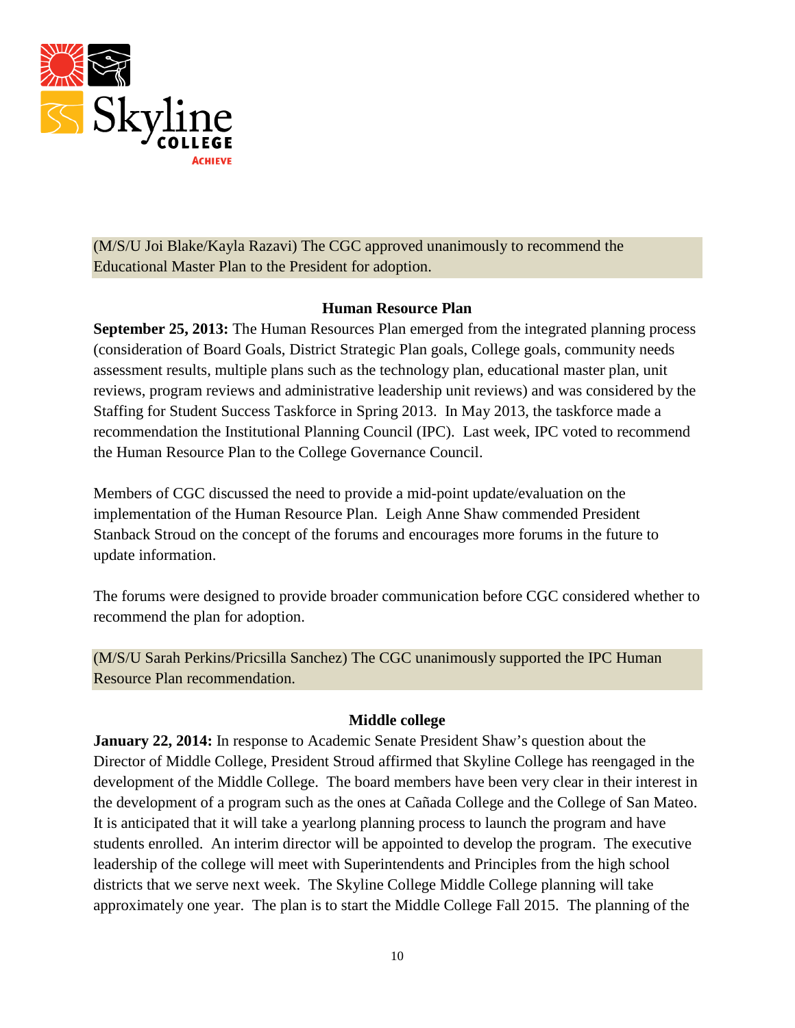(M/S/U Joi Blake/Kayla Razavi) The CGC approved unanimously to recommend the Educational Master Plan to the President for adoption.

### Human Resource Plan

**September 25, 2013:** The Human Resources Plan emerged from the integrated planning process (consideration of Board Goals, District Strategic Plan goals, College goals, community needs assessment results, multiple plans such as the technology plan, educational master plan, unit reviews, program reviews and administrative leadership unit reviews) and was considered by the Staffing for Student Success Taskforce in Spring 2013. In May 2013, the taskforce made a recommendation the Institutional Planning Council (IPC). Last week, IPC voted to recommend the Human Resource Plan to the College Governance Council.

Members of CGC discussed the need to provide a mid-point update/evaluation on the implementation of the Human Resource Plan. Leigh Anne Shaw commended President Stanback Stroud on the concept of the forums and encourages more forums in the future to update information.

The forums were designed to provide broader communication before CGC considered whether to recommend the plan for adoption.

(M/S/U Sarah Perkins/Pricsilla Sanchez) The CGC unanimously supported the IPC Human Resource Plan recommendation.

### Middle college

**January 22, 2014:** In response to Academic Senate President Shaw's question about the Director of Middle College, President Stroud affirmed that Skyline College has reengaged in the development of the Middle College. The board members have been very clear in their interest in the development of a program such as the ones at Cañada College and the College of San Mateo. It is anticipated that it will take a yearlong planning process to launch the program and have students enrolled. An interim director will be appointed to develop the program. The executive leadership of the college will meet with Superintendents and Principles from the high school districts that we serve next week. The Skyline College Middle College planning will take approximately one year. The plan is to start the Middle College Fall 2015. The planning of the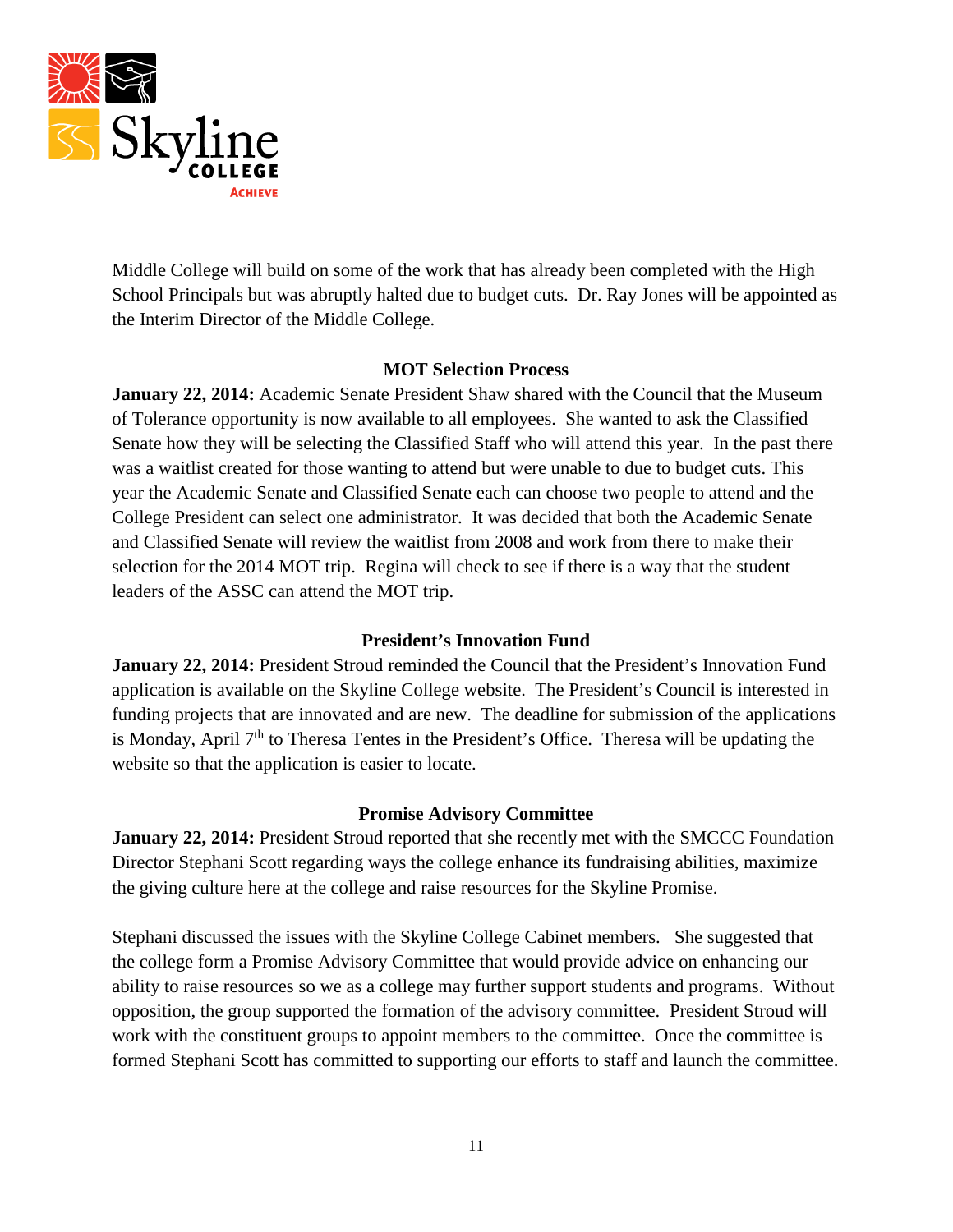Middle College will build on some of the work that has already been completed with the High School Principals but was abruptly halted due to budget cuts. Dr. Ray Jones will be appointed as the Interim Director of the Middle College.

### MOT Selection Process

**January 22, 2014:** Academic Senate President Shaw shared with the Council that the Museum of Tolerance opportunity is now available to all employees. She wanted to ask the Classified Senate how they will be selecting the Classified Staff who will attend this year. In the past there was a waitlist created for those wanting to attend but were unable to due to budget cuts. This year the Academic Senate and Classified Senate each can choose two people to attend and the College President can select one administrator. It was decided that both the Academic Senate and Classified Senate will review the waitlist from 2008 and work from there to make their selection for the 2014 MOT trip. Regina will check to see if there is a way that the student leaders of the ASSC can attend the MOT trip.

### President's Innovation Fund

**January 22, 2014:** President Stroud reminded the Council that the President's Innovation Fund application is available on the Skyline College website. The President's Council is interested in funding projects that are innovated and are new. The deadline for submission of the applications is Monday, April 7th to Theresa Tentes in the President's Office. Theresa will be updating the website so that the application is easier to locate.

### Promise Advisory Committee

**January 22, 2014:** President Stroud reported that she recently met with the SMCCC Foundation Director Stephani Scott regarding ways the college enhance its fundraising abilities, maximize the giving culture here at the college and raise resources for the Skyline Promise.

Stephani discussed the issues with the Skyline College Cabinet members. She suggested that the college form a Promise Advisory Committee that would provide advice on enhancing our ability to raise resources so we as a college may further support students and programs. Without opposition, the group supported the formation of the advisory committee. President Stroud will work with the constituent groups to appoint members to the committee. Once the committee is formed Stephani Scott has committed to supporting our efforts to staff and launch the committee.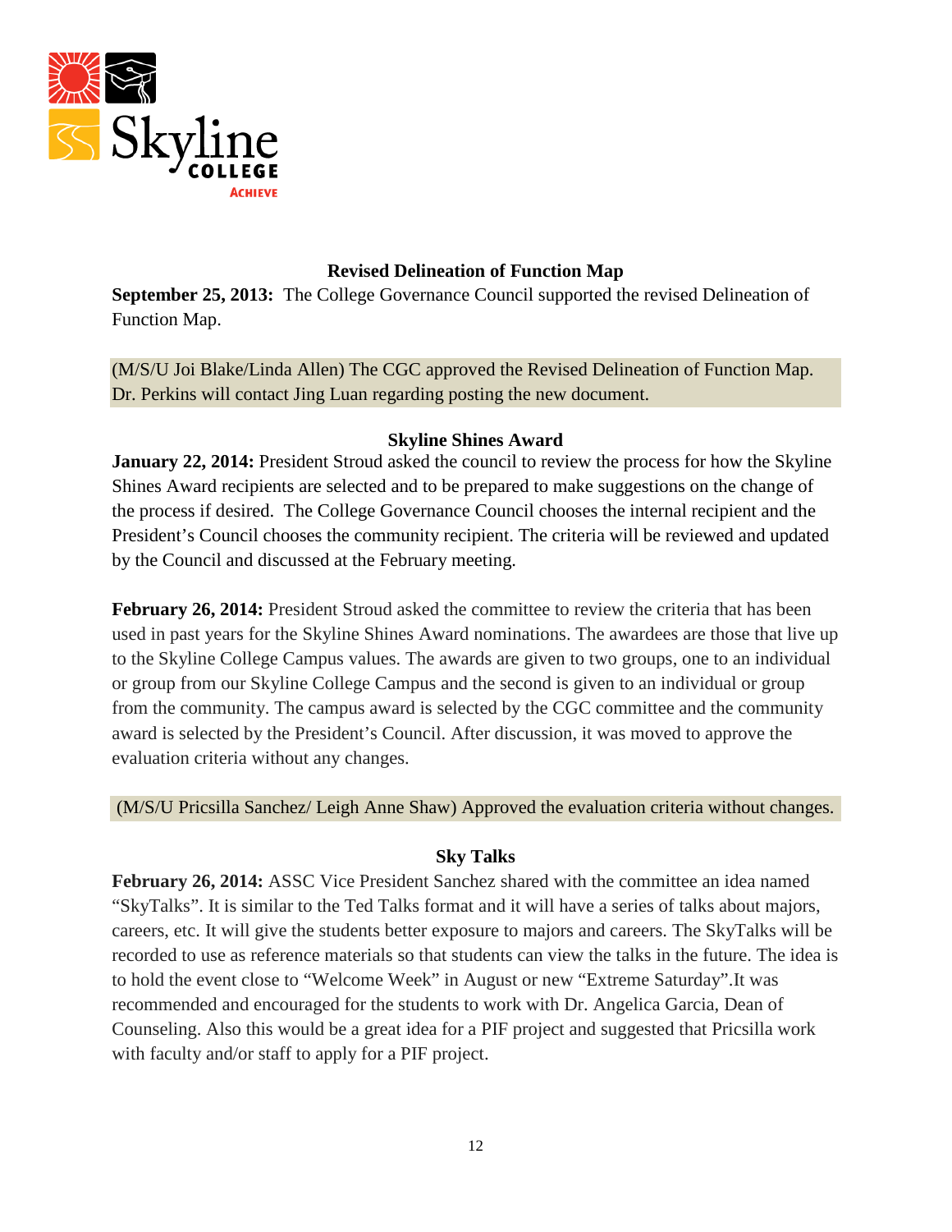## Revised Delineation of Function Map

**September 25, 2013:** The College Governance Council supported the revised Delineation of Function Map.

(M/S/U Joi Blake/Linda Allen) The CGC approved the Revised Delineation of Function Map. Dr. Perkins will contact Jing Luan regarding posting the new document.

## Skyline Shines Award

**January 22, 2014:** President Stroud asked the council to review the process for how the Skyline Shines Award recipients are selected and to be prepared to make suggestions on the change of the process if desired. The College Governance Council chooses the internal recipient and the President's Council chooses the community recipient. The criteria will be reviewed and updated by the Council and discussed at the February meeting.

**February 26, 2014:** President Stroud asked the committee to review the criteria that has been used in past years for the Skyline Shines Award nominations. The awardees are those that live up to the Skyline College Campus values. The awards are given to two groups, one to an individual or group from our Skyline College Campus and the second is given to an individual or group from the community. The campus award is selected by the CGC committee and the community award is selected by the President's Council. After discussion, it was moved to approve the evaluation criteria without any changes.

(M/S/U Pricsilla Sanchez/ Leigh Anne Shaw) Approved the evaluation criteria without changes.

## Sky Talks

**February 26, 2014:** ASSC Vice President Sanchez shared with the committee an idea named "SkyTalks". It is similar to the Ted Talks format and it will have a series of talks about majors, careers, etc. It will give the students better exposure to majors and careers. The SkyTalks will be recorded to use as reference materials so that students can view the talks in the future. The idea is to hold the event close to "Welcome Week" in August or new "Extreme Saturday".It was recommended and encouraged for the students to work with Dr. Angelica Garcia, Dean of Counseling. Also this would be a great idea for a PIF project and suggested that Pricsilla work with faculty and/or staff to apply for a PIF project.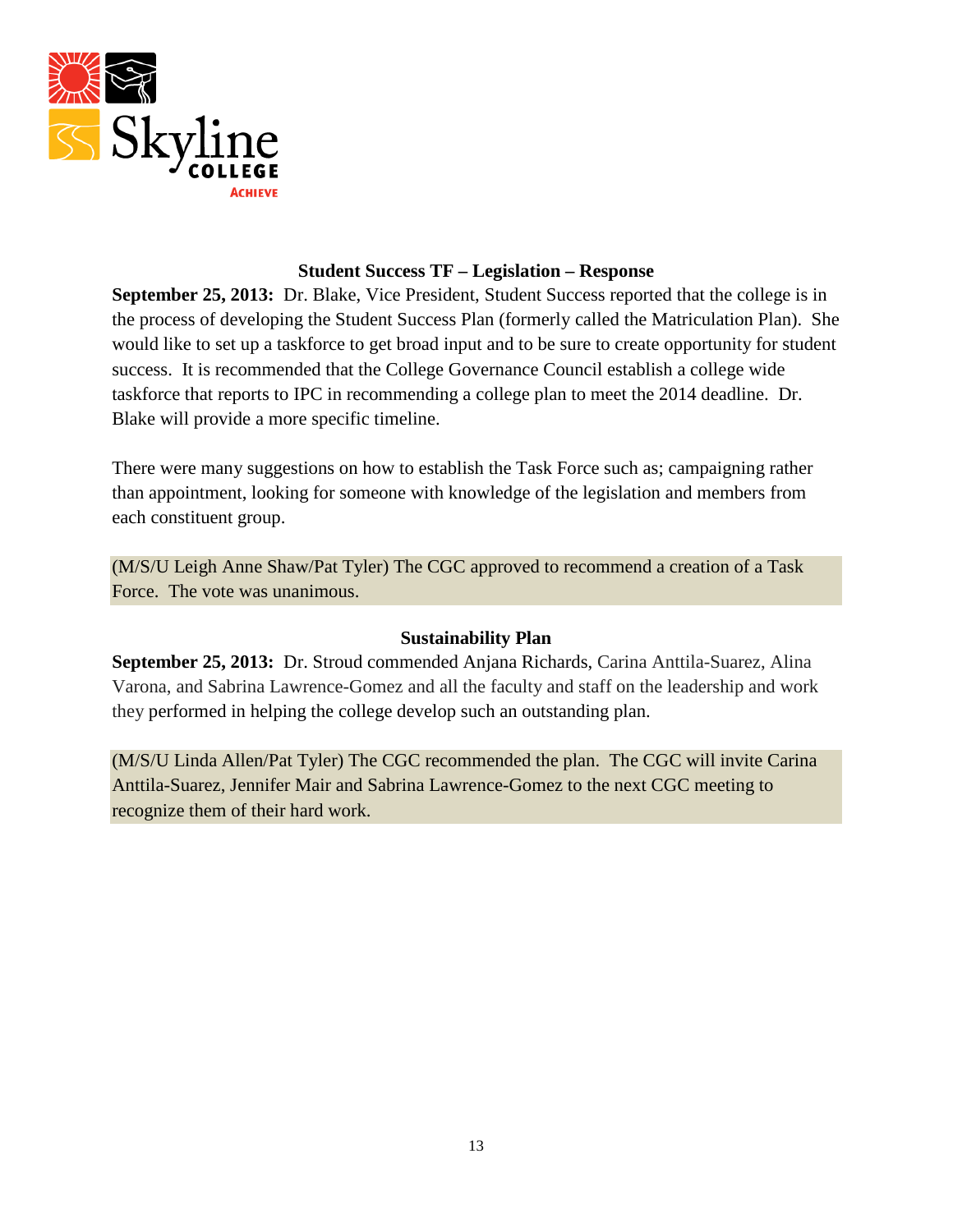### Student Success TF – Legislation – Response

**September 25, 2013:** Dr. Blake, Vice President, Student Success reported that the college is in the process of developing the Student Success Plan (formerly called the Matriculation Plan). She would like to set up a taskforce to get broad input and to be sure to create opportunity for student success. It is recommended that the College Governance Council establish a college wide taskforce that reports to IPC in recommending a college plan to meet the 2014 deadline. Dr. Blake will provide a more specific timeline.

There were many suggestions on how to establish the Task Force such as; campaigning rather than appointment, looking for someone with knowledge of the legislation and members from each constituent group.

(M/S/U Leigh Anne Shaw/Pat Tyler) The CGC approved to recommend a creation of a Task Force. The vote was unanimous.

### Sustainability Plan

**September 25, 2013:** Dr. Stroud commended Anjana Richards, Carina Anttila-Suarez, Alina Varona, and Sabrina Lawrence-Gomez and all the faculty and staff on the leadership and work they performed in helping the college develop such an outstanding plan.

(M/S/U Linda Allen/Pat Tyler) The CGC recommended the plan. The CGC will invite Carina Anttila-Suarez, Jennifer Mair and Sabrina Lawrence-Gomez to the next CGC meeting to recognize them of their hard work.